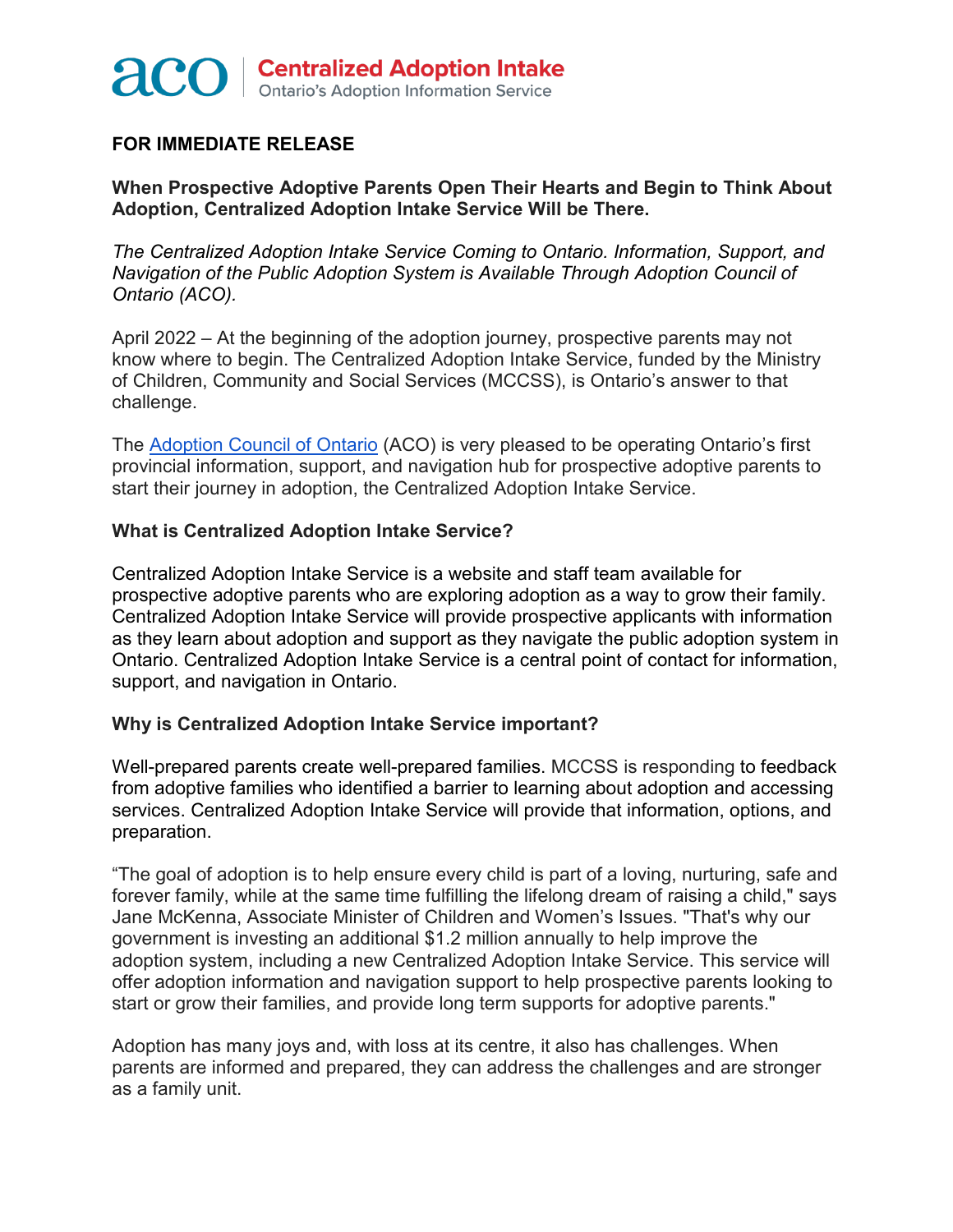aco | **Centralized Adoption Intake**
Ontario's Adoption Information Service

**FOR IMMEDIATE RELEASE**

**When Prospective Adoptive Parents Open Their Hearts and Begin to Think About Adoption, Centralized Adoption Intake Service Will be There.**

*The Centralized Adoption Intake Service Coming to Ontario. Information, Support, and Navigation of the Public Adoption System is Available Through Adoption Council of Ontario (ACO).*

April 2022 – At the beginning of the adoption journey, prospective parents may not know where to begin. The Centralized Adoption Intake Service, funded by the Ministry of Children, Community and Social Services (MCCSS), is Ontario's answer to that challenge.

The Adoption Council of Ontario (ACO) is very pleased to be operating Ontario's first provincial information, support, and navigation hub for prospective adoptive parents to start their journey in adoption, the Centralized Adoption Intake Service.

**What is Centralized Adoption Intake Service?**

Centralized Adoption Intake Service is a website and staff team available for prospective adoptive parents who are exploring adoption as a way to grow their family. Centralized Adoption Intake Service will provide prospective applicants with information as they learn about adoption and support as they navigate the public adoption system in Ontario. Centralized Adoption Intake Service is a central point of contact for information, support, and navigation in Ontario.

**Why is Centralized Adoption Intake Service important?**

Well-prepared parents create well-prepared families. MCCSS is responding to feedback from adoptive families who identified a barrier to learning about adoption and accessing services. Centralized Adoption Intake Service will provide that information, options, and preparation.

"The goal of adoption is to help ensure every child is part of a loving, nurturing, safe and forever family, while at the same time fulfilling the lifelong dream of raising a child," says Jane McKenna, Associate Minister of Children and Women's Issues. "That's why our government is investing an additional $1.2 million annually to help improve the adoption system, including a new Centralized Adoption Intake Service. This service will offer adoption information and navigation support to help prospective parents looking to start or grow their families, and provide long term supports for adoptive parents."

Adoption has many joys and, with loss at its centre, it also has challenges. When parents are informed and prepared, they can address the challenges and are stronger as a family unit.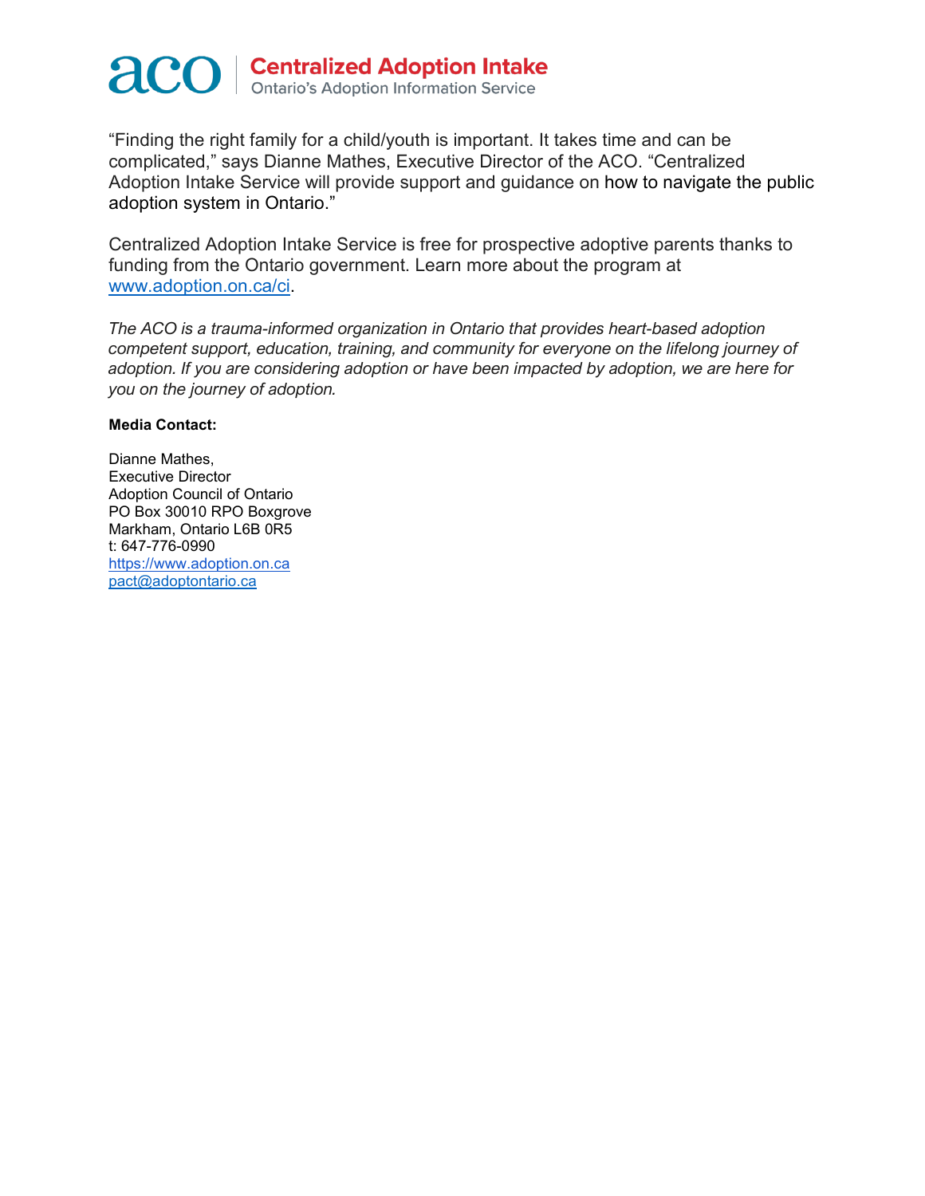“Finding the right family for a child/youth is important. It takes time and can be complicated,” says Dianne Mathes, Executive Director of the ACO. “Centralized Adoption Intake Service will provide support and guidance on how to navigate the public adoption system in Ontario.”

Centralized Adoption Intake Service is free for prospective adoptive parents thanks to funding from the Ontario government. Learn more about the program at www.adoption.on.ca/ci.

*The ACO is a trauma-informed organization in Ontario that provides heart-based adoption competent support, education, training, and community for everyone on the lifelong journey of adoption. If you are considering adoption or have been impacted by adoption, we are here for you on the journey of adoption.*

**Media Contact:**

Dianne Mathes,
Executive Director
Adoption Council of Ontario
PO Box 30010 RPO Boxgrove
Markham, Ontario L6B 0R5
t: 647-776-0990
https://www.adoption.on.ca
pact@adoptontario.ca